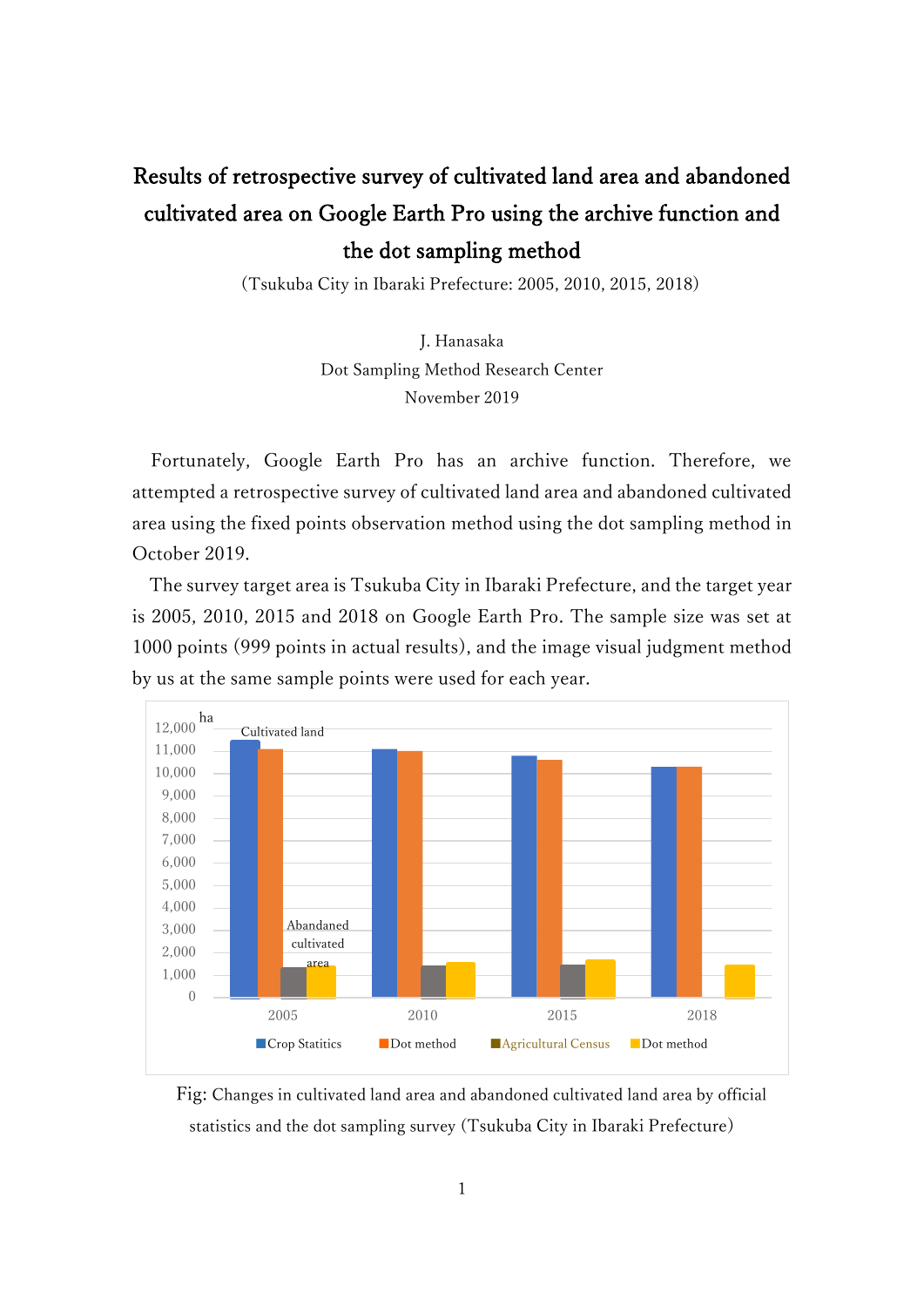# Results of retrospective survey of cultivated land area and abandoned cultivated area on Google Earth Pro using the archive function and the dot sampling method

(Tsukuba City in Ibaraki Prefecture: 2005, 2010, 2015, 2018)

J. Hanasaka

Dot Sampling Method Research Center

November 2019

Fortunately, Google Earth Pro has an archive function. Therefore, we attempted a retrospective survey of cultivated land area and abandoned cultivated area using the fixed points observation method using the dot sampling method in October 2019.

The survey target area is Tsukuba City in Ibaraki Prefecture, and the target year is 2005, 2010, 2015 and 2018 on Google Earth Pro. The sample size was set at 1000 points (999 points in actual results), and the image visual judgment method by us at the same sample points were used for each year.

Fig: Changes in cultivated land area and abandoned cultivated land area by official statistics and the dot sampling survey (Tsukuba City in Ibaraki Prefecture)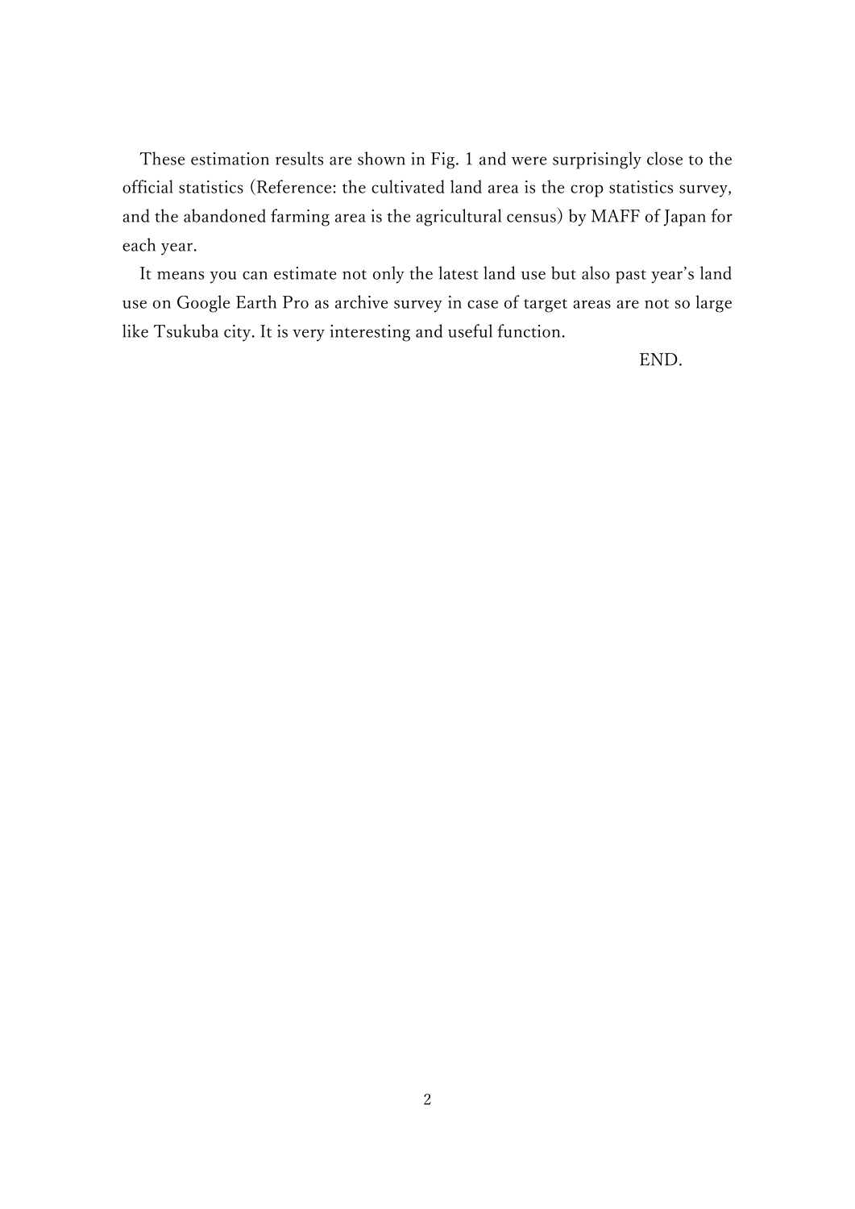These estimation results are shown in Fig. 1 and were surprisingly close to the official statistics (Reference: the cultivated land area is the crop statistics survey, and the abandoned farming area is the agricultural census) by MAFF of Japan for each year.

It means you can estimate not only the latest land use but also past year's land use on Google Earth Pro as archive survey in case of target areas are not so large like Tsukuba city. It is very interesting and useful function.

END.